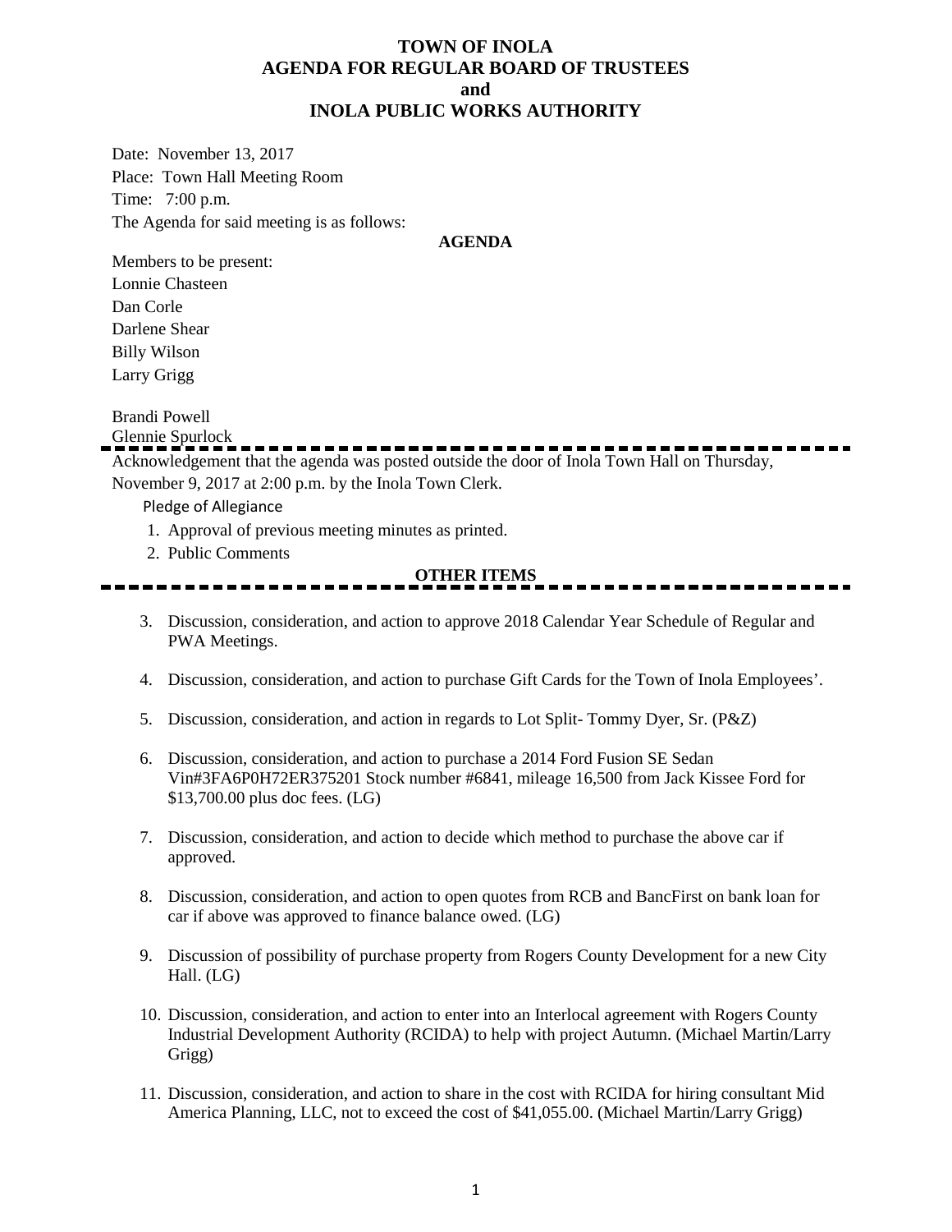# TOWN OF INOLA
## AGENDA FOR REGULAR BOARD OF TRUSTEES
## and
## INOLA PUBLIC WORKS AUTHORITY

Date: November 13, 2017
Place: Town Hall Meeting Room
Time: 7:00 p.m.
The Agenda for said meeting is as follows:

**AGENDA**

Members to be present:
Lonnie Chasteen
Dan Corle
Darlene Shear
Billy Wilson
Larry Grigg

Brandi Powell
Glennie Spurlock

---

Acknowledgement that the agenda was posted outside the door of Inola Town Hall on Thursday, November 9, 2017 at 2:00 p.m. by the Inola Town Clerk.

Pledge of Allegiance

1. Approval of previous meeting minutes as printed.
2. Public Comments

**OTHER ITEMS**

---

3. Discussion, consideration, and action to approve 2018 Calendar Year Schedule of Regular and PWA Meetings.

4. Discussion, consideration, and action to purchase Gift Cards for the Town of Inola Employees'.

5. Discussion, consideration, and action in regards to Lot Split- Tommy Dyer, Sr. (P&Z)

6. Discussion, consideration, and action to purchase a 2014 Ford Fusion SE Sedan Vin#3FA6P0H72ER375201 Stock number #6841, mileage 16,500 from Jack Kissee Ford for $13,700.00 plus doc fees. (LG)

7. Discussion, consideration, and action to decide which method to purchase the above car if approved.

8. Discussion, consideration, and action to open quotes from RCB and BancFirst on bank loan for car if above was approved to finance balance owed. (LG)

9. Discussion of possibility of purchase property from Rogers County Development for a new City Hall. (LG)

10. Discussion, consideration, and action to enter into an Interlocal agreement with Rogers County Industrial Development Authority (RCIDA) to help with project Autumn. (Michael Martin/Larry Grigg)

11. Discussion, consideration, and action to share in the cost with RCIDA for hiring consultant Mid America Planning, LLC, not to exceed the cost of $41,055.00. (Michael Martin/Larry Grigg)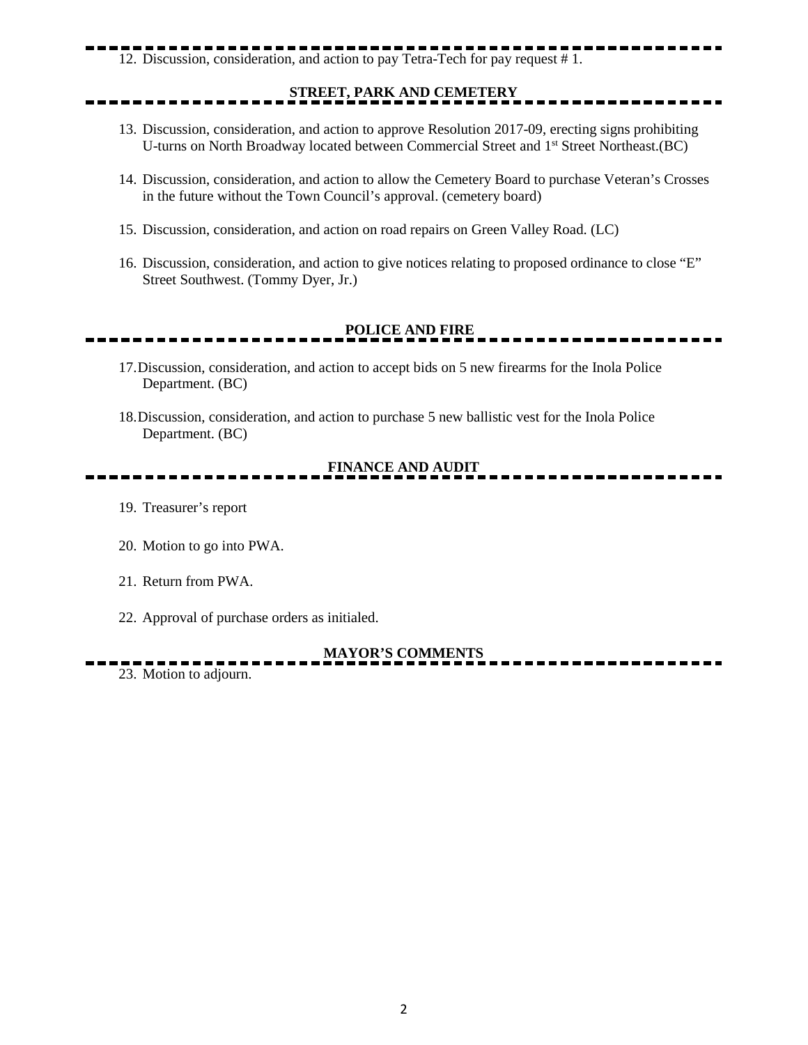12. Discussion, consideration, and action to pay Tetra-Tech for pay request # 1.

## STREET, PARK AND CEMETERY

13. Discussion, consideration, and action to approve Resolution 2017-09, erecting signs prohibiting U-turns on North Broadway located between Commercial Street and 1st Street Northeast.(BC)

14. Discussion, consideration, and action to allow the Cemetery Board to purchase Veteran's Crosses in the future without the Town Council's approval. (cemetery board)

15. Discussion, consideration, and action on road repairs on Green Valley Road. (LC)

16. Discussion, consideration, and action to give notices relating to proposed ordinance to close "E" Street Southwest. (Tommy Dyer, Jr.)

## POLICE AND FIRE

17. Discussion, consideration, and action to accept bids on 5 new firearms for the Inola Police Department. (BC)

18. Discussion, consideration, and action to purchase 5 new ballistic vest for the Inola Police Department. (BC)

## FINANCE AND AUDIT

19. Treasurer's report

20. Motion to go into PWA.

21. Return from PWA.

22. Approval of purchase orders as initialed.

## MAYOR'S COMMENTS

23. Motion to adjourn.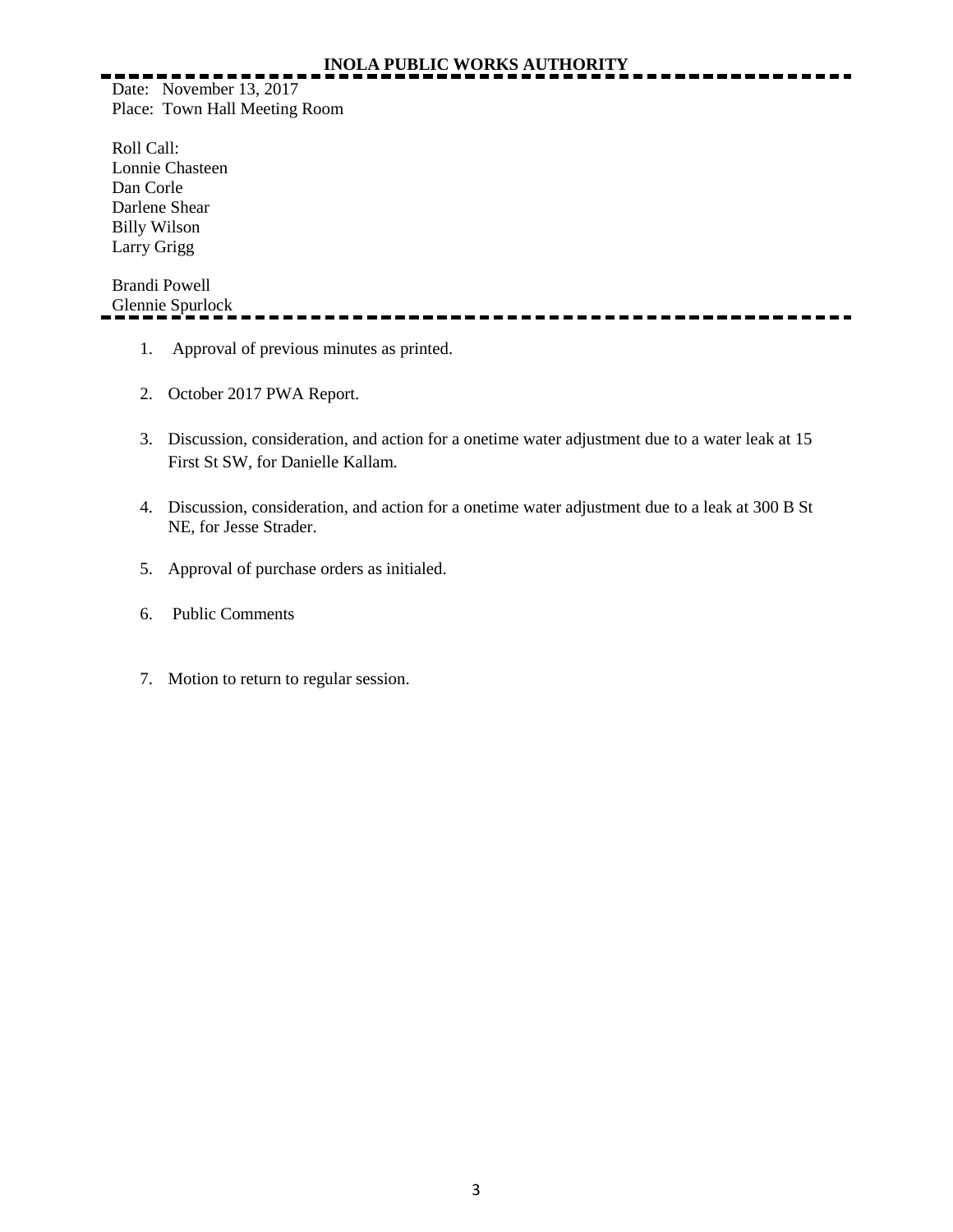**INOLA PUBLIC WORKS AUTHORITY**

Date: November 13, 2017
Place: Town Hall Meeting Room

Roll Call:
Lonnie Chasteen
Dan Corle
Darlene Shear
Billy Wilson
Larry Grigg

Brandi Powell
Glennie Spurlock

1. Approval of previous minutes as printed.

2. October 2017 PWA Report.

3. Discussion, consideration, and action for a onetime water adjustment due to a water leak at 15 First St SW, for Danielle Kallam.

4. Discussion, consideration, and action for a onetime water adjustment due to a leak at 300 B St NE, for Jesse Strader.

5. Approval of purchase orders as initialed.

6. Public Comments

7. Motion to return to regular session.